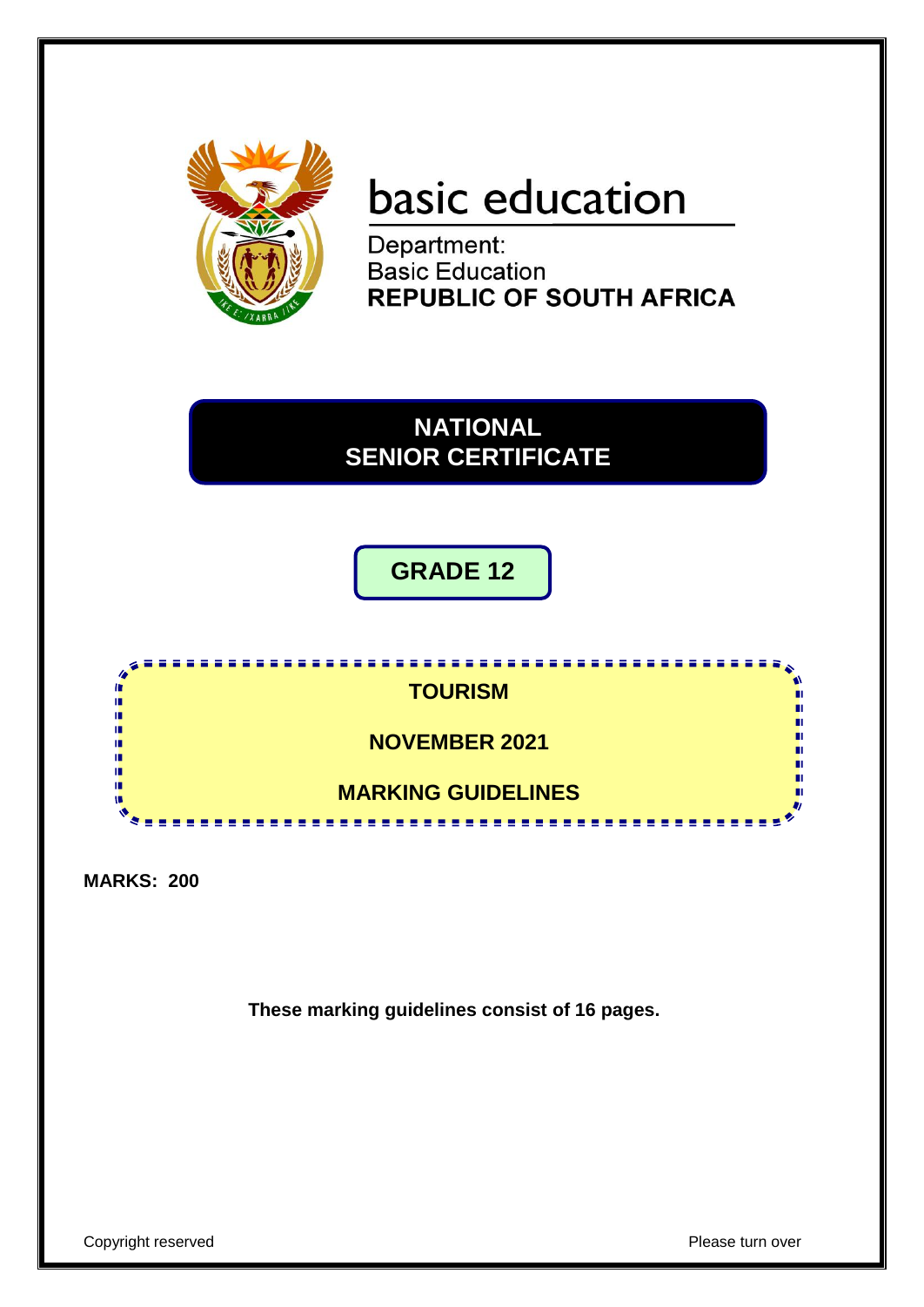basic education

Department:
Basic Education
**REPUBLIC OF SOUTH AFRICA**

# NATIONAL SENIOR CERTIFICATE

## GRADE 12

**TOURISM**

**NOVEMBER 2021**

**MARKING GUIDELINES**

**MARKS: 200**

**These marking guidelines consist of 16 pages.**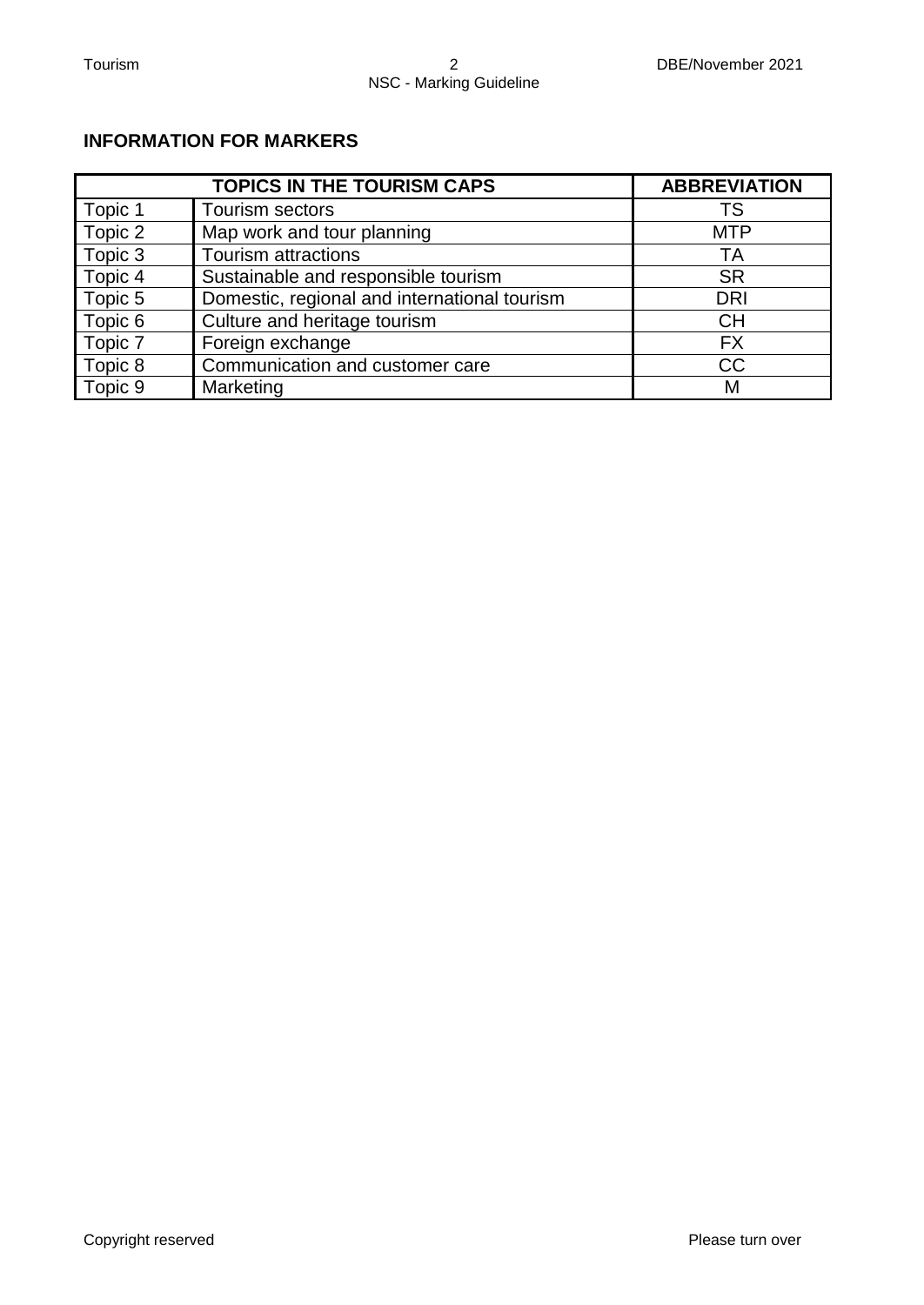## INFORMATION FOR MARKERS

| TOPICS IN THE TOURISM CAPS | | ABBREVIATION |
|---|---|---|
| Topic 1 | Tourism sectors | TS |
| Topic 2 | Map work and tour planning | MTP |
| Topic 3 | Tourism attractions | TA |
| Topic 4 | Sustainable and responsible tourism | SR |
| Topic 5 | Domestic, regional and international tourism | DRI |
| Topic 6 | Culture and heritage tourism | CH |
| Topic 7 | Foreign exchange | FX |
| Topic 8 | Communication and customer care | CC |
| Topic 9 | Marketing | M |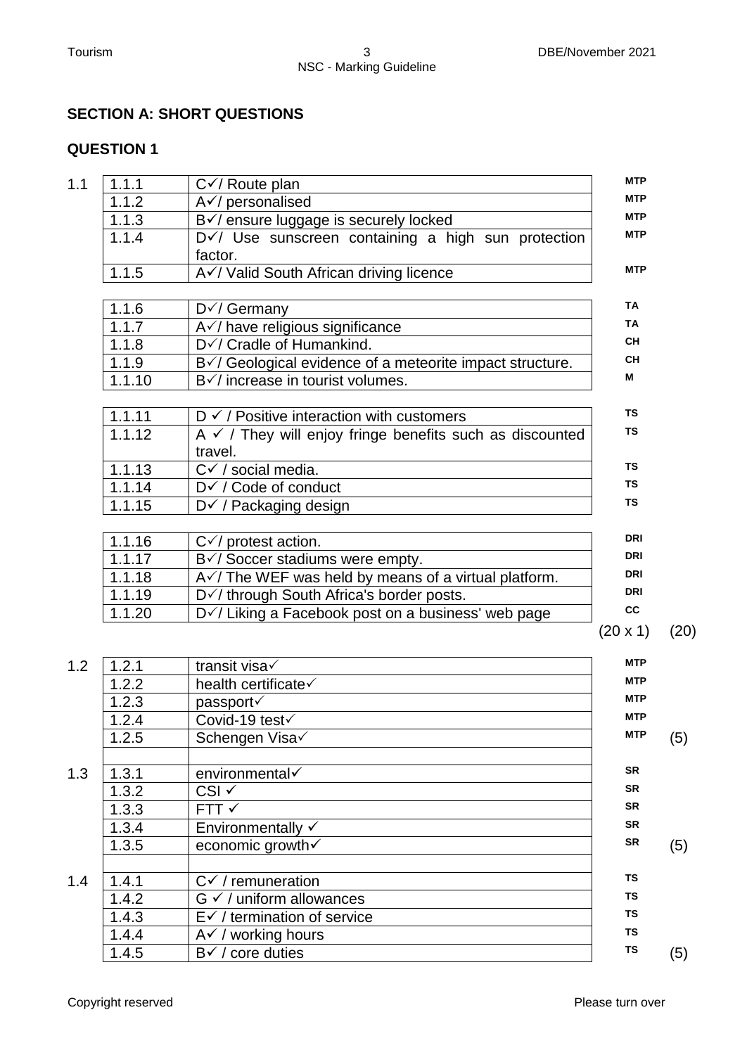## SECTION A: SHORT QUESTIONS

## QUESTION 1

| | | | | |
|---|---|---|---|---|
| 1.1 | 1.1.1 | C✓/ Route plan | MTP | |
| | 1.1.2 | A✓/ personalised | MTP | |
| | 1.1.3 | B✓/ ensure luggage is securely locked | MTP | |
| | 1.1.4 | D✓/ Use sunscreen containing a high sun protection factor. | MTP | |
| | 1.1.5 | A✓/ Valid South African driving licence | MTP | |
| | 1.1.6 | D✓/ Germany | TA | |
| | 1.1.7 | A✓/ have religious significance | TA | |
| | 1.1.8 | D✓/ Cradle of Humankind. | CH | |
| | 1.1.9 | B✓/ Geological evidence of a meteorite impact structure. | CH | |
| | 1.1.10 | B✓/ increase in tourist volumes. | M | |
| | 1.1.11 | D ✓ / Positive interaction with customers | TS | |
| | 1.1.12 | A ✓ / They will enjoy fringe benefits such as discounted travel. | TS | |
| | 1.1.13 | C✓ / social media. | TS | |
| | 1.1.14 | D✓ / Code of conduct | TS | |
| | 1.1.15 | D✓ / Packaging design | TS | |
| | 1.1.16 | C✓/ protest action. | DRI | |
| | 1.1.17 | B✓/ Soccer stadiums were empty. | DRI | |
| | 1.1.18 | A✓/ The WEF was held by means of a virtual platform. | DRI | |
| | 1.1.19 | D✓/ through South Africa's border posts. | DRI | |
| | 1.1.20 | D✓/ Liking a Facebook post on a business' web page | CC | |
| | | | (20 x 1) | (20) |
| 1.2 | 1.2.1 | transit visa✓ | MTP | |
| | 1.2.2 | health certificate✓ | MTP | |
| | 1.2.3 | passport✓ | MTP | |
| | 1.2.4 | Covid-19 test✓ | MTP | |
| | 1.2.5 | Schengen Visa✓ | MTP | (5) |
| 1.3 | 1.3.1 | environmental✓ | SR | |
| | 1.3.2 | CSI ✓ | SR | |
| | 1.3.3 | FTT ✓ | SR | |
| | 1.3.4 | Environmentally ✓ | SR | |
| | 1.3.5 | economic growth✓ | SR | (5) |
| 1.4 | 1.4.1 | C✓ / remuneration | TS | |
| | 1.4.2 | G ✓ / uniform allowances | TS | |
| | 1.4.3 | E✓ / termination of service | TS | |
| | 1.4.4 | A✓ / working hours | TS | |
| | 1.4.5 | B✓ / core duties | TS | (5) |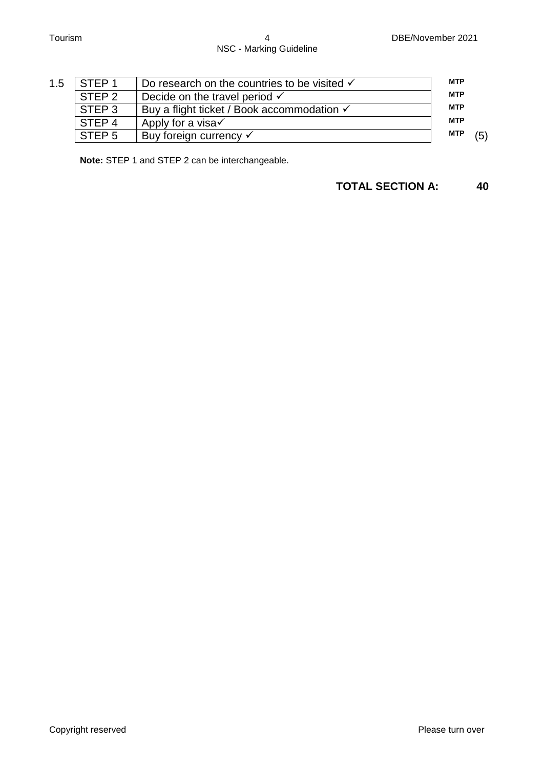1.5

| STEP 1 | Do research on the countries to be visited ✓ | MTP |
|---|---|---|
| STEP 2 | Decide on the travel period ✓ | MTP |
| STEP 3 | Buy a flight ticket / Book accommodation ✓ | MTP |
| STEP 4 | Apply for a visa✓ | MTP |
| STEP 5 | Buy foreign currency ✓ | MTP (5) |

**Note:** STEP 1 and STEP 2 can be interchangeable.

**TOTAL SECTION A: 40**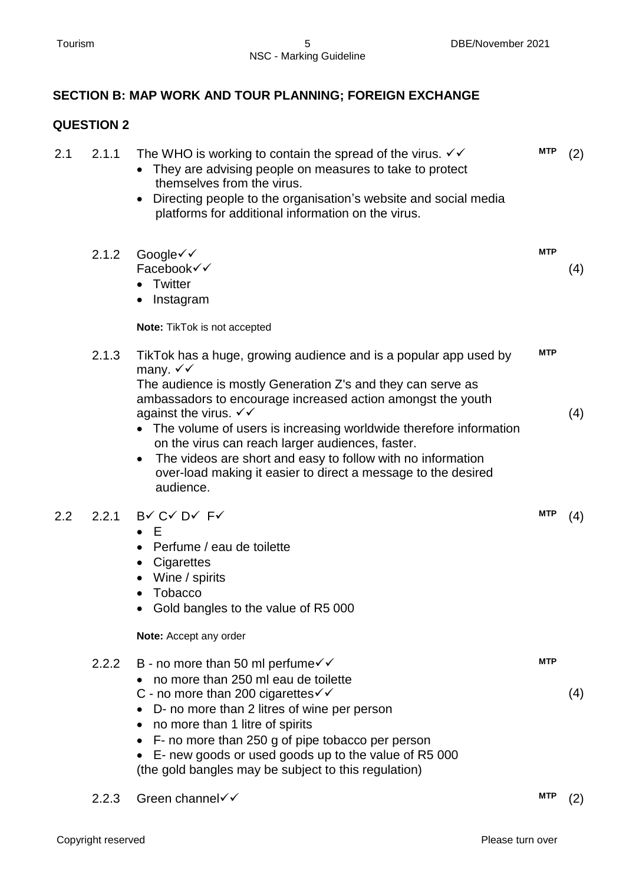## SECTION B: MAP WORK AND TOUR PLANNING; FOREIGN EXCHANGE

## QUESTION 2

2.1 2.1.1 The WHO is working to contain the spread of the virus. ✓✓ **MTP** (2)
- They are advising people on measures to take to protect themselves from the virus.
- Directing people to the organisation's website and social media platforms for additional information on the virus.

2.1.2 Google✓✓ **MTP** (4)
Facebook✓✓
- Twitter
- Instagram

**Note:** TikTok is not accepted

2.1.3 TikTok has a huge, growing audience and is a popular app used by many. ✓✓ **MTP** (4)
The audience is mostly Generation Z's and they can serve as ambassadors to encourage increased action amongst the youth against the virus. ✓✓
- The volume of users is increasing worldwide therefore information on the virus can reach larger audiences, faster.
- The videos are short and easy to follow with no information over-load making it easier to direct a message to the desired audience.

2.2 2.2.1 B✓ C✓ D✓ F✓ **MTP** (4)
- E
- Perfume / eau de toilette
- Cigarettes
- Wine / spirits
- Tobacco
- Gold bangles to the value of R5 000

**Note:** Accept any order

2.2.2 B - no more than 50 ml perfume✓✓ **MTP** (4)
- no more than 250 ml eau de toilette

C - no more than 200 cigarettes✓✓
- D- no more than 2 litres of wine per person
- no more than 1 litre of spirits
- F- no more than 250 g of pipe tobacco per person
- E- new goods or used goods up to the value of R5 000

(the gold bangles may be subject to this regulation)

2.2.3 Green channel✓✓ **MTP** (2)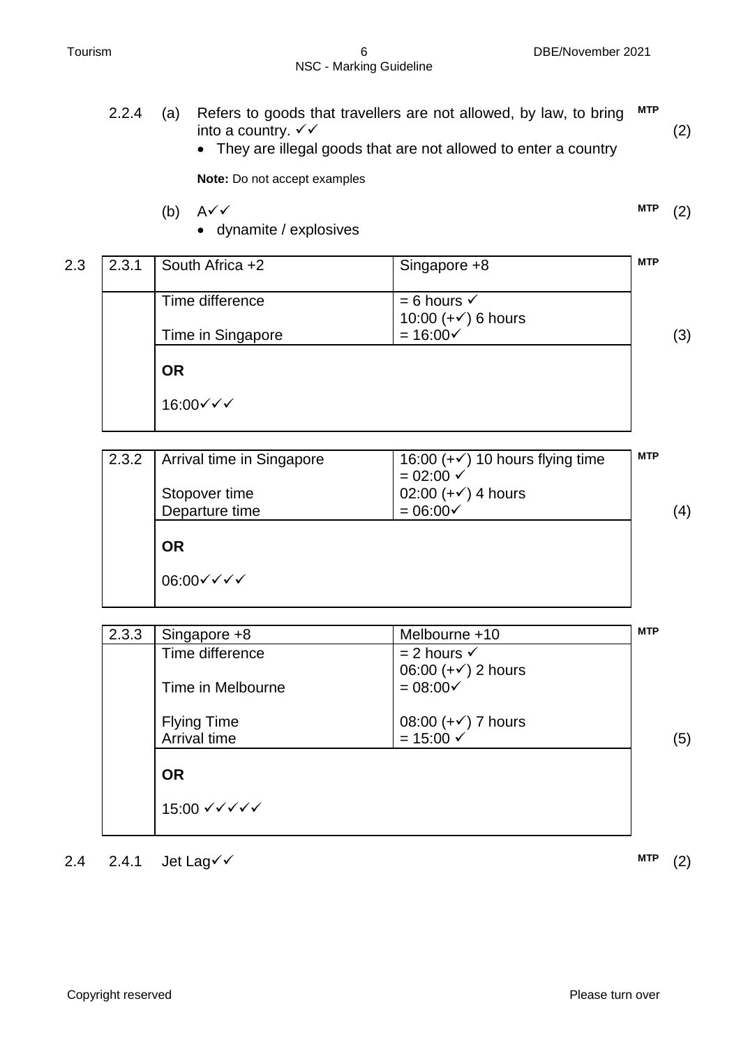2.2.4 (a) Refers to goods that travellers are not allowed, by law, to bring into a country. ✓✓ **MTP** (2)

- They are illegal goods that are not allowed to enter a country

**Note:** Do not accept examples

(b) A✓✓ **MTP** (2)

- dynamite / explosives

2.3

| 2.3.1 | South Africa +2 | Singapore +8 | **MTP** |
|---|---|---|---|
| | Time difference<br><br>Time in Singapore | = 6 hours ✓<br>10:00 (+✓) 6 hours<br>= 16:00✓ | (3) |
| | **OR**<br><br>16:00✓✓✓ | | |

| 2.3.2 | Arrival time in Singapore<br><br>Stopover time<br>Departure time | 16:00 (+✓) 10 hours flying time<br>= 02:00 ✓<br>02:00 (+✓) 4 hours<br>= 06:00✓ | **MTP**<br><br>(4) |
|---|---|---|---|
| | **OR**<br><br>06:00✓✓✓✓ | | |

| 2.3.3 | Singapore +8 | Melbourne +10 | **MTP** |
|---|---|---|---|
| | Time difference<br><br>Time in Melbourne<br><br>Flying Time<br>Arrival time | = 2 hours ✓<br>06:00 (+✓) 2 hours<br>= 08:00✓<br><br>08:00 (+✓) 7 hours<br>= 15:00 ✓ | (5) |
| | **OR**<br><br>15:00 ✓✓✓✓✓ | | |

2.4 2.4.1 Jet Lag✓✓ **MTP** (2)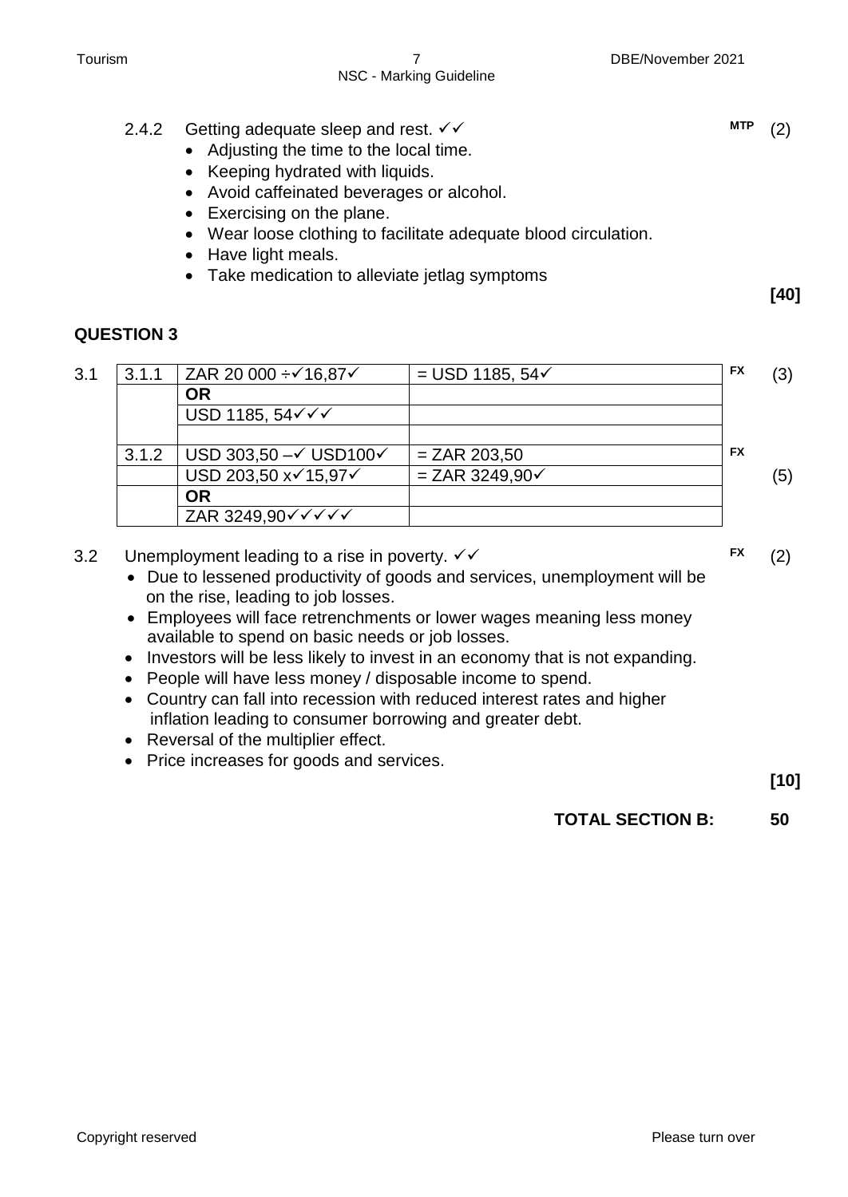2.4.2 Getting adequate sleep and rest. ✓✓ MTP (2)

- Adjusting the time to the local time.
- Keeping hydrated with liquids.
- Avoid caffeinated beverages or alcohol.
- Exercising on the plane.
- Wear loose clothing to facilitate adequate blood circulation.
- Have light meals.
- Take medication to alleviate jetlag symptoms

**[40]**

## QUESTION 3

| 3.1 | | | | | |
|---|---|---|---|---|---|
| | 3.1.1 | ZAR 20 000 ÷✓16,87✓ | = USD 1185, 54✓ | FX | (3) |
| | | **OR** | | | |
| | | USD 1185, 54✓✓✓ | | | |
| | | | | | |
| | 3.1.2 | USD 303,50 –✓ USD100✓ | = ZAR 203,50 | FX | |
| | | USD 203,50 x✓15,97✓ | = ZAR 3249,90✓ | | (5) |
| | | **OR** | | | |
| | | ZAR 3249,90✓✓✓✓✓ | | | |

3.2 Unemployment leading to a rise in poverty. ✓✓ FX (2)

- Due to lessened productivity of goods and services, unemployment will be on the rise, leading to job losses.
- Employees will face retrenchments or lower wages meaning less money available to spend on basic needs or job losses.
- Investors will be less likely to invest in an economy that is not expanding.
- People will have less money / disposable income to spend.
- Country can fall into recession with reduced interest rates and higher inflation leading to consumer borrowing and greater debt.
- Reversal of the multiplier effect.
- Price increases for goods and services.

**[10]**

**TOTAL SECTION B: 50**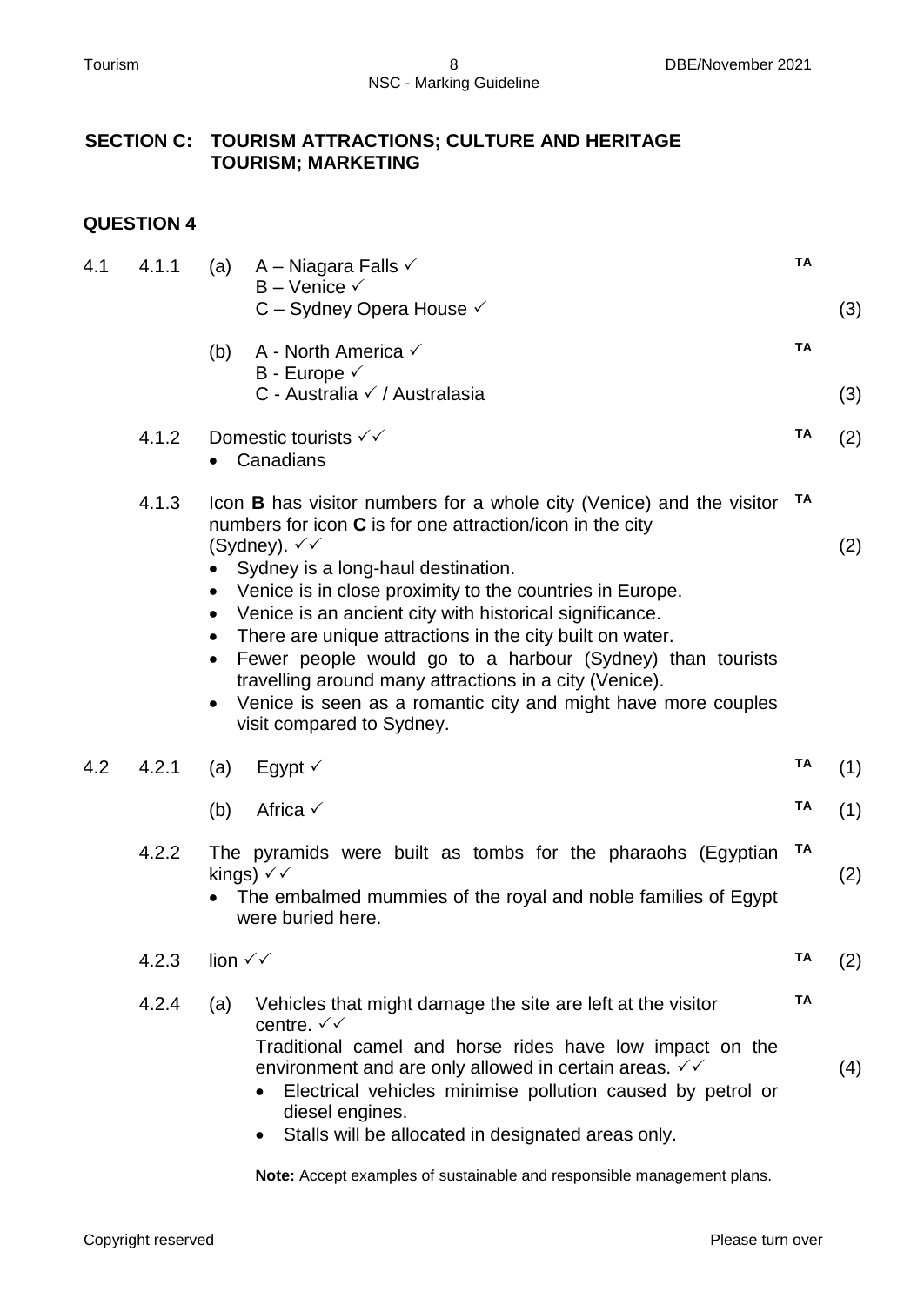## SECTION C: TOURISM ATTRACTIONS; CULTURE AND HERITAGE TOURISM; MARKETING

## QUESTION 4

4.1 4.1.1 (a) A – Niagara Falls ✓
B – Venice ✓
C – Sydney Opera House ✓ **TA** (3)

(b) A - North America ✓
B - Europe ✓
C - Australia ✓ / Australasia **TA** (3)

4.1.2 Domestic tourists ✓✓ **TA** (2)

- Canadians

4.1.3 Icon **B** has visitor numbers for a whole city (Venice) and the visitor numbers for icon **C** is for one attraction/icon in the city (Sydney). ✓✓ **TA** (2)

- Sydney is a long-haul destination.
- Venice is in close proximity to the countries in Europe.
- Venice is an ancient city with historical significance.
- There are unique attractions in the city built on water.
- Fewer people would go to a harbour (Sydney) than tourists travelling around many attractions in a city (Venice).
- Venice is seen as a romantic city and might have more couples visit compared to Sydney.

4.2 4.2.1 (a) Egypt ✓ **TA** (1)

(b) Africa ✓ **TA** (1)

4.2.2 The pyramids were built as tombs for the pharaohs (Egyptian kings) ✓✓ **TA** (2)

- The embalmed mummies of the royal and noble families of Egypt were buried here.

4.2.3 lion ✓✓ **TA** (2)

4.2.4 (a) Vehicles that might damage the site are left at the visitor centre. ✓✓
Traditional camel and horse rides have low impact on the environment and are only allowed in certain areas. ✓✓ **TA** (4)

- Electrical vehicles minimise pollution caused by petrol or diesel engines.
- Stalls will be allocated in designated areas only.

**Note:** Accept examples of sustainable and responsible management plans.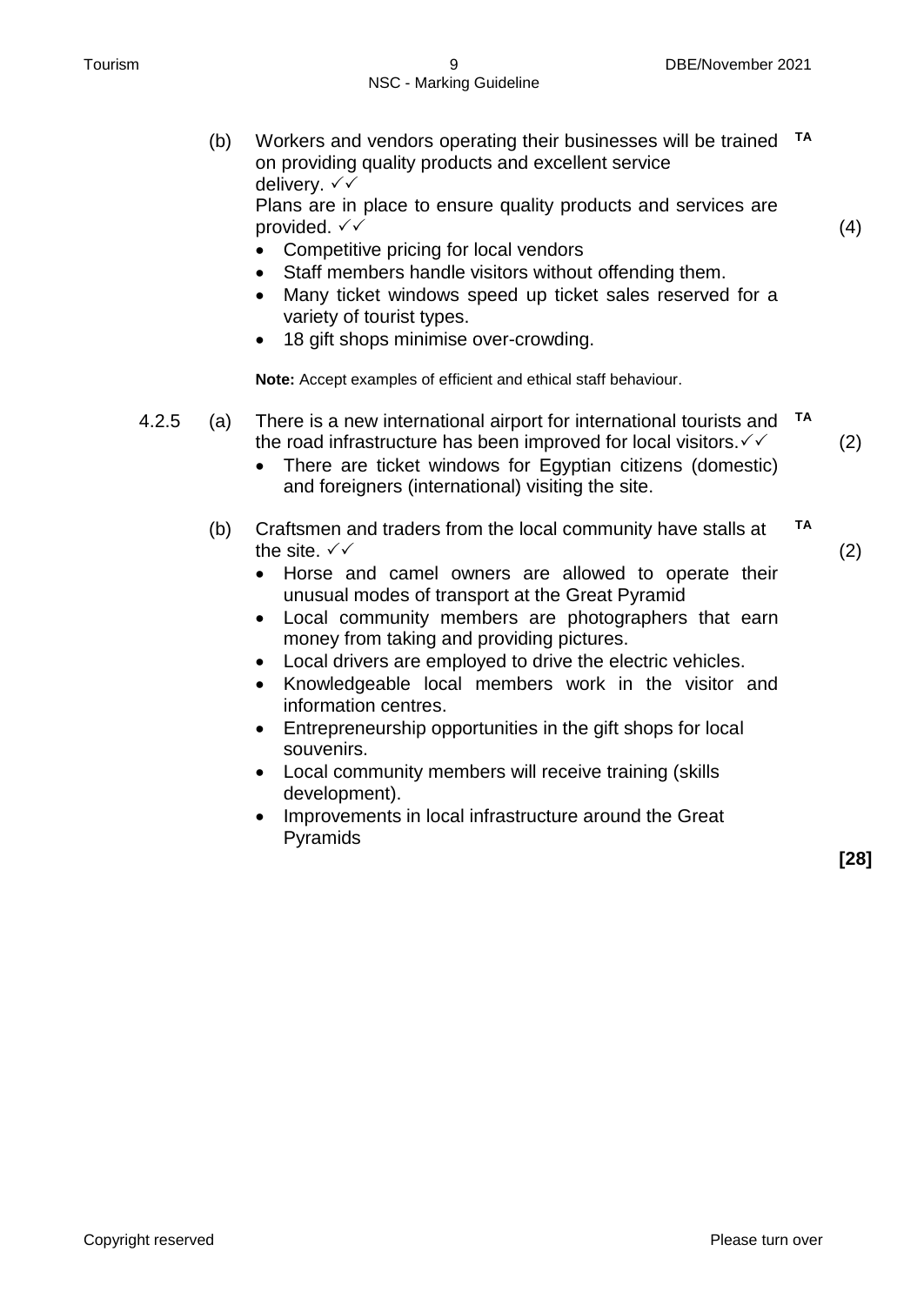(b) Workers and vendors operating their businesses will be trained on providing quality products and excellent service delivery. ✓✓ **TA**
Plans are in place to ensure quality products and services are provided. ✓✓ (4)

- Competitive pricing for local vendors
- Staff members handle visitors without offending them.
- Many ticket windows speed up ticket sales reserved for a variety of tourist types.
- 18 gift shops minimise over-crowding.

**Note:** Accept examples of efficient and ethical staff behaviour.

4.2.5 (a) There is a new international airport for international tourists and the road infrastructure has been improved for local visitors.✓✓ **TA** (2)

- There are ticket windows for Egyptian citizens (domestic) and foreigners (international) visiting the site.

(b) Craftsmen and traders from the local community have stalls at the site. ✓✓ **TA** (2)

- Horse and camel owners are allowed to operate their unusual modes of transport at the Great Pyramid
- Local community members are photographers that earn money from taking and providing pictures.
- Local drivers are employed to drive the electric vehicles.
- Knowledgeable local members work in the visitor and information centres.
- Entrepreneurship opportunities in the gift shops for local souvenirs.
- Local community members will receive training (skills development).
- Improvements in local infrastructure around the Great Pyramids

**[28]**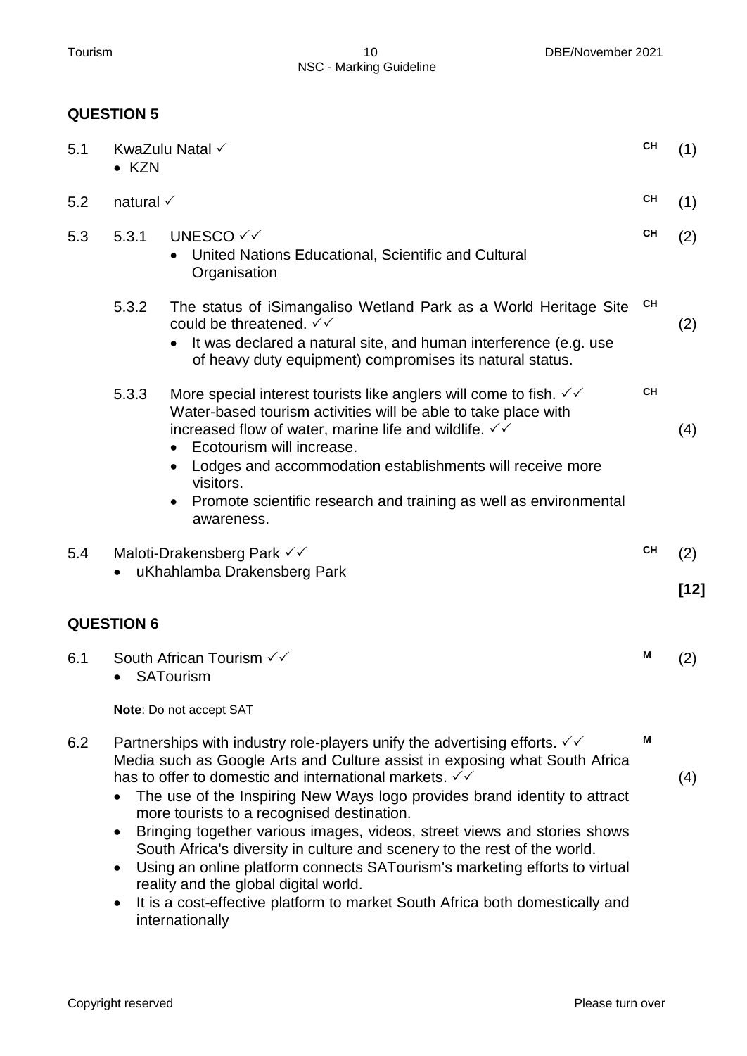## QUESTION 5

5.1 KwaZulu Natal ✓ **CH** (1)
- KZN

5.2 natural ✓ **CH** (1)

5.3 5.3.1 UNESCO ✓✓ **CH** (2)
- United Nations Educational, Scientific and Cultural Organisation

5.3.2 The status of iSimangaliso Wetland Park as a World Heritage Site could be threatened. ✓✓ **CH** (2)
- It was declared a natural site, and human interference (e.g. use of heavy duty equipment) compromises its natural status.

5.3.3 More special interest tourists like anglers will come to fish. ✓✓ **CH**
Water-based tourism activities will be able to take place with increased flow of water, marine life and wildlife. ✓✓ (4)
- Ecotourism will increase.
- Lodges and accommodation establishments will receive more visitors.
- Promote scientific research and training as well as environmental awareness.

5.4 Maloti-Drakensberg Park ✓✓ **CH** (2)
- uKhahlamba Drakensberg Park

**[12]**

## QUESTION 6

6.1 South African Tourism ✓✓ **M** (2)
- SATourism

**Note**: Do not accept SAT

6.2 Partnerships with industry role-players unify the advertising efforts. ✓✓ **M**
Media such as Google Arts and Culture assist in exposing what South Africa has to offer to domestic and international markets. ✓✓ (4)
- The use of the Inspiring New Ways logo provides brand identity to attract more tourists to a recognised destination.
- Bringing together various images, videos, street views and stories shows South Africa's diversity in culture and scenery to the rest of the world.
- Using an online platform connects SATourism's marketing efforts to virtual reality and the global digital world.
- It is a cost-effective platform to market South Africa both domestically and internationally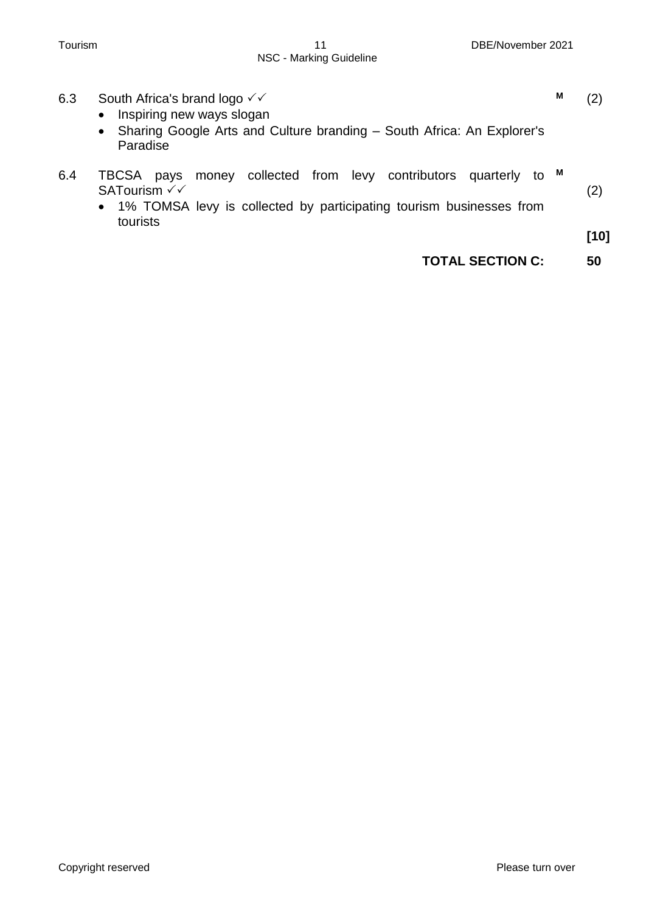6.3 South Africa's brand logo ✓✓ **M** (2)

- Inspiring new ways slogan
- Sharing Google Arts and Culture branding – South Africa: An Explorer's Paradise

6.4 TBCSA pays money collected from levy contributors quarterly to SATourism ✓✓ **M** (2)

- 1% TOMSA levy is collected by participating tourism businesses from tourists

**[10]**

**TOTAL SECTION C: 50**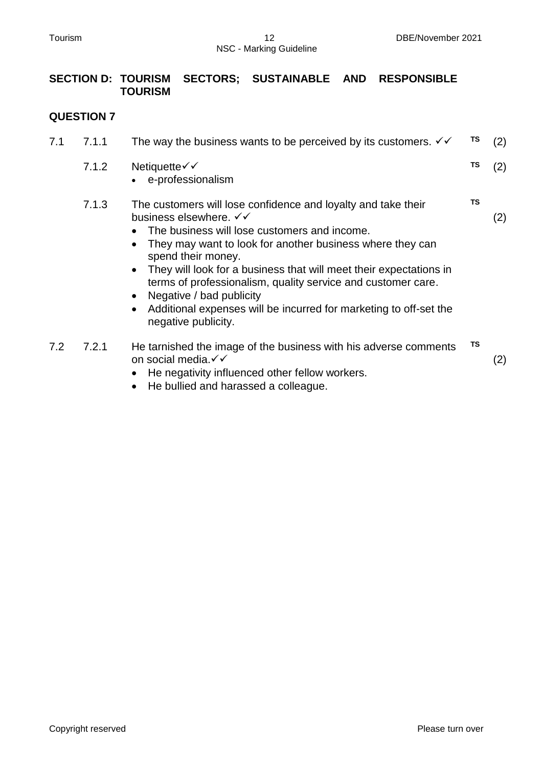## SECTION D: TOURISM SECTORS; SUSTAINABLE AND RESPONSIBLE TOURISM

### QUESTION 7

7.1

7.1.1 The way the business wants to be perceived by its customers. ✓✓ TS (2)

7.1.2 Netiquette✓✓ TS (2)

- e-professionalism

7.1.3 The customers will lose confidence and loyalty and take their business elsewhere. ✓✓ TS (2)

- The business will lose customers and income.
- They may want to look for another business where they can spend their money.
- They will look for a business that will meet their expectations in terms of professionalism, quality service and customer care.
- Negative / bad publicity
- Additional expenses will be incurred for marketing to off-set the negative publicity.

7.2

7.2.1 He tarnished the image of the business with his adverse comments on social media.✓✓ TS (2)

- He negativity influenced other fellow workers.
- He bullied and harassed a colleague.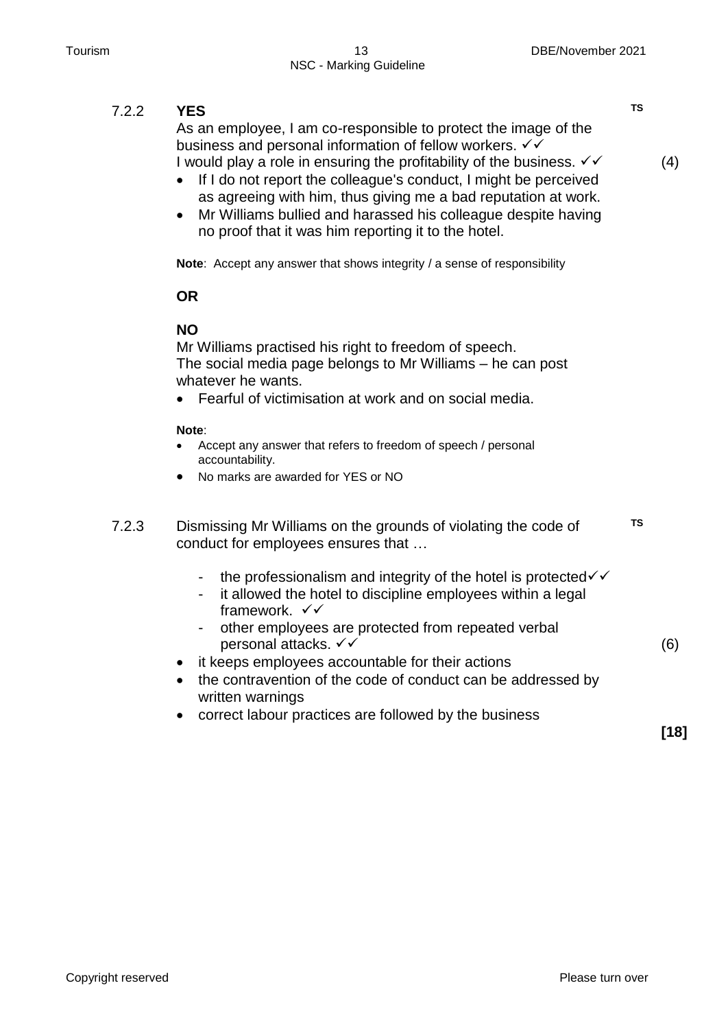7.2.2 **YES** TS

As an employee, I am co-responsible to protect the image of the business and personal information of fellow workers. ✓✓
I would play a role in ensuring the profitability of the business. ✓✓ (4)

- If I do not report the colleague's conduct, I might be perceived as agreeing with him, thus giving me a bad reputation at work.
- Mr Williams bullied and harassed his colleague despite having no proof that it was him reporting it to the hotel.

**Note**: Accept any answer that shows integrity / a sense of responsibility

**OR**

**NO**

Mr Williams practised his right to freedom of speech.
The social media page belongs to Mr Williams – he can post whatever he wants.

- Fearful of victimisation at work and on social media.

**Note**:

- Accept any answer that refers to freedom of speech / personal accountability.
- No marks are awarded for YES or NO

7.2.3 Dismissing Mr Williams on the grounds of violating the code of conduct for employees ensures that … TS

- the professionalism and integrity of the hotel is protected✓✓
- it allowed the hotel to discipline employees within a legal framework. ✓✓
- other employees are protected from repeated verbal personal attacks. ✓✓ (6)

- it keeps employees accountable for their actions
- the contravention of the code of conduct can be addressed by written warnings
- correct labour practices are followed by the business

**[18]**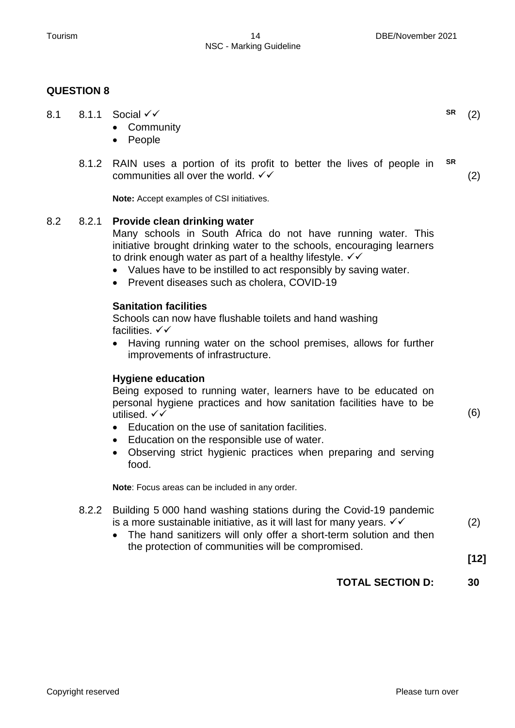## QUESTION 8

8.1 8.1.1 Social ✓✓ **SR** (2)

- Community
- People

8.1.2 RAIN uses a portion of its profit to better the lives of people in communities all over the world. ✓✓ **SR** (2)

**Note:** Accept examples of CSI initiatives.

8.2 8.2.1 **Provide clean drinking water**

Many schools in South Africa do not have running water. This initiative brought drinking water to the schools, encouraging learners to drink enough water as part of a healthy lifestyle. ✓✓

- Values have to be instilled to act responsibly by saving water.
- Prevent diseases such as cholera, COVID-19

**Sanitation facilities**

Schools can now have flushable toilets and hand washing facilities. ✓✓

- Having running water on the school premises, allows for further improvements of infrastructure.

**Hygiene education**

Being exposed to running water, learners have to be educated on personal hygiene practices and how sanitation facilities have to be utilised. ✓✓ (6)

- Education on the use of sanitation facilities.
- Education on the responsible use of water.
- Observing strict hygienic practices when preparing and serving food.

**Note**: Focus areas can be included in any order.

8.2.2 Building 5 000 hand washing stations during the Covid-19 pandemic is a more sustainable initiative, as it will last for many years. ✓✓ (2)

- The hand sanitizers will only offer a short-term solution and then the protection of communities will be compromised.

**[12]**

**TOTAL SECTION D: 30**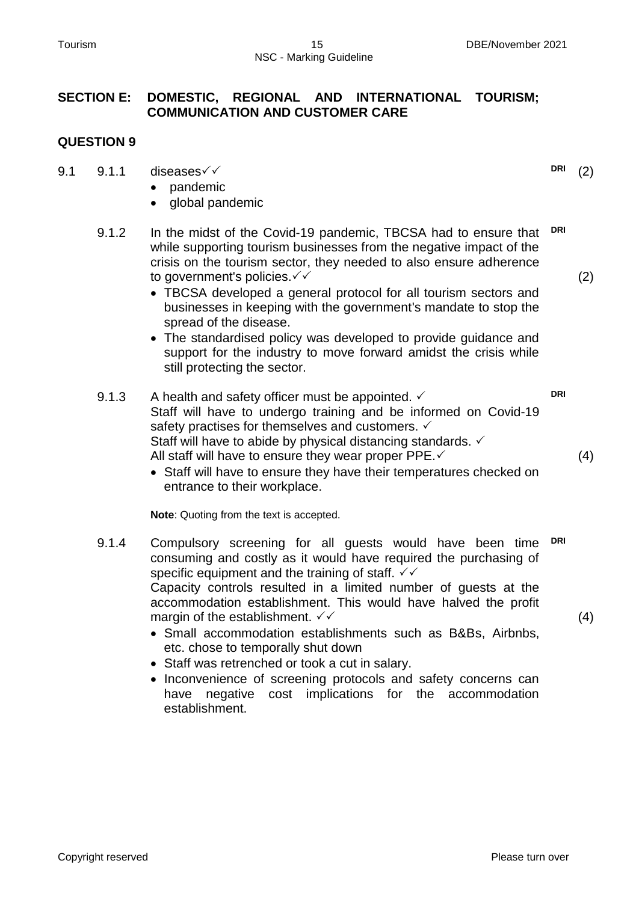## SECTION E: DOMESTIC, REGIONAL AND INTERNATIONAL TOURISM; COMMUNICATION AND CUSTOMER CARE

## QUESTION 9

9.1 9.1.1 diseases✓✓ **DRI** (2)

- pandemic
- global pandemic

9.1.2 In the midst of the Covid-19 pandemic, TBCSA had to ensure that while supporting tourism businesses from the negative impact of the crisis on the tourism sector, they needed to also ensure adherence to government's policies.✓✓ **DRI** (2)

- TBCSA developed a general protocol for all tourism sectors and businesses in keeping with the government's mandate to stop the spread of the disease.
- The standardised policy was developed to provide guidance and support for the industry to move forward amidst the crisis while still protecting the sector.

9.1.3 A health and safety officer must be appointed. ✓ **DRI**
Staff will have to undergo training and be informed on Covid-19 safety practises for themselves and customers. ✓
Staff will have to abide by physical distancing standards. ✓
All staff will have to ensure they wear proper PPE.✓ (4)

- Staff will have to ensure they have their temperatures checked on entrance to their workplace.

**Note**: Quoting from the text is accepted.

9.1.4 Compulsory screening for all guests would have been time consuming and costly as it would have required the purchasing of specific equipment and the training of staff. ✓✓ **DRI**
Capacity controls resulted in a limited number of guests at the accommodation establishment. This would have halved the profit margin of the establishment. ✓✓ (4)

- Small accommodation establishments such as B&Bs, Airbnbs, etc. chose to temporally shut down
- Staff was retrenched or took a cut in salary.
- Inconvenience of screening protocols and safety concerns can have negative cost implications for the accommodation establishment.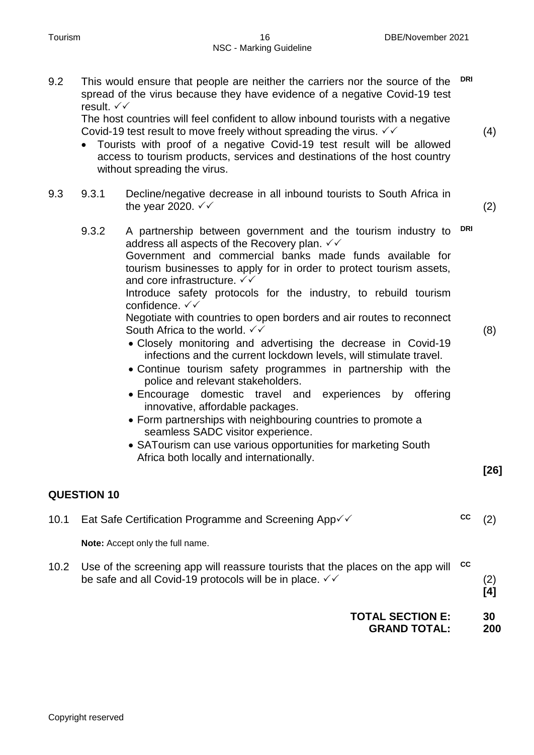9.2 This would ensure that people are neither the carriers nor the source of the spread of the virus because they have evidence of a negative Covid-19 test result. ✓✓ **DRI**

The host countries will feel confident to allow inbound tourists with a negative Covid-19 test result to move freely without spreading the virus. ✓✓ (4)

- Tourists with proof of a negative Covid-19 test result will be allowed access to tourism products, services and destinations of the host country without spreading the virus.

9.3 9.3.1 Decline/negative decrease in all inbound tourists to South Africa in the year 2020. ✓✓ (2)

9.3.2 A partnership between government and the tourism industry to address all aspects of the Recovery plan. ✓✓ **DRI**

Government and commercial banks made funds available for tourism businesses to apply for in order to protect tourism assets, and core infrastructure. ✓✓

Introduce safety protocols for the industry, to rebuild tourism confidence. ✓✓

Negotiate with countries to open borders and air routes to reconnect South Africa to the world. ✓✓ (8)

- Closely monitoring and advertising the decrease in Covid-19 infections and the current lockdown levels, will stimulate travel.
- Continue tourism safety programmes in partnership with the police and relevant stakeholders.
- Encourage domestic travel and experiences by offering innovative, affordable packages.
- Form partnerships with neighbouring countries to promote a seamless SADC visitor experience.
- SATourism can use various opportunities for marketing South Africa both locally and internationally.

**[26]**

## QUESTION 10

10.1 Eat Safe Certification Programme and Screening App✓✓ **CC** (2)

**Note:** Accept only the full name.

10.2 Use of the screening app will reassure tourists that the places on the app will be safe and all Covid-19 protocols will be in place. ✓✓ **CC** (2)

**[4]**

**TOTAL SECTION E: 30**
**GRAND TOTAL: 200**